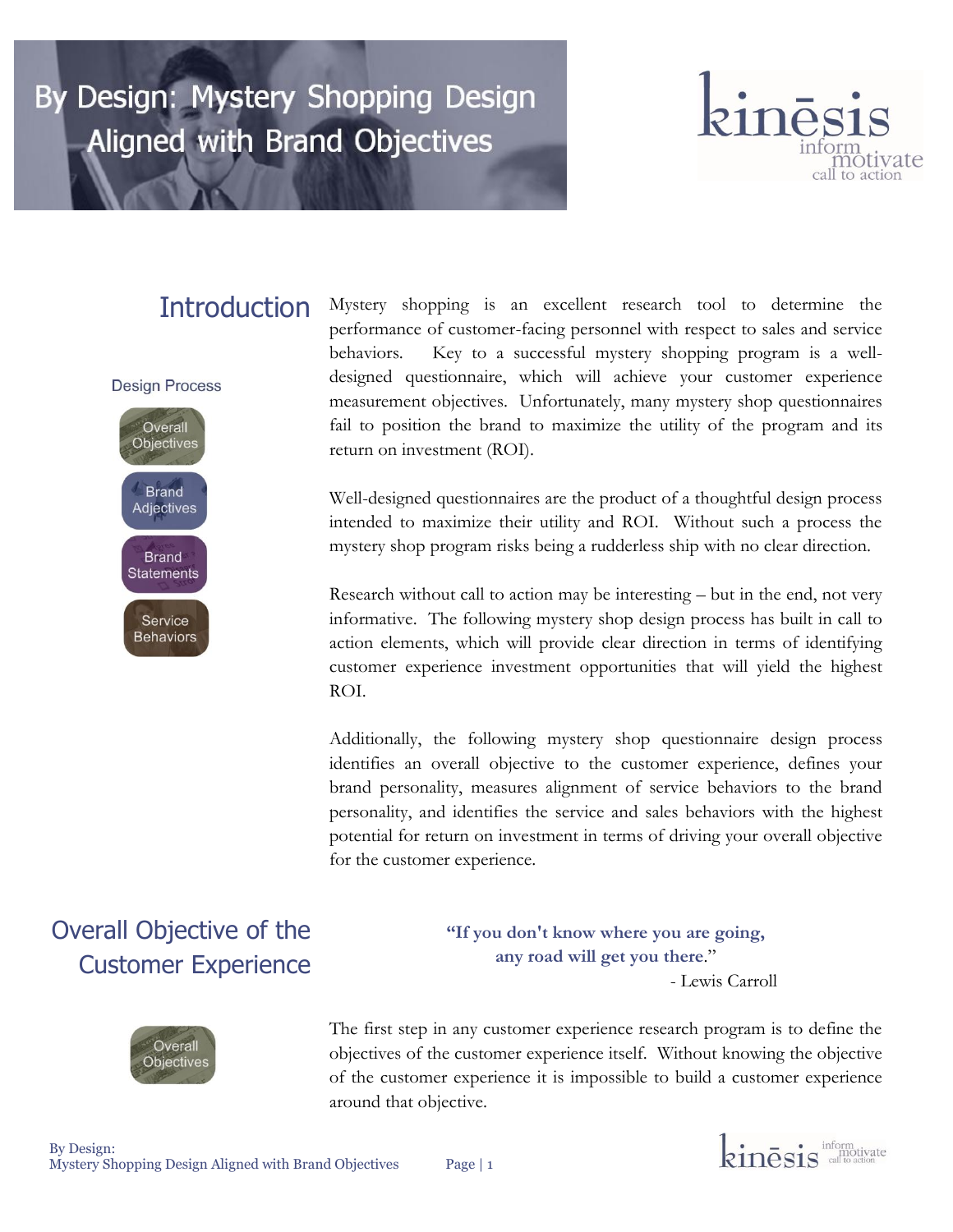# By Design: Mystery Shopping Design Aligned with Brand Objectives

kinēsis
inform
motivate
call to action

## Introduction

**Design Process**

- Overall Objectives
- Brand Adjectives
- Brand Statements
- Service Behaviors

Mystery shopping is an excellent research tool to determine the performance of customer-facing personnel with respect to sales and service behaviors. Key to a successful mystery shopping program is a well-designed questionnaire, which will achieve your customer experience measurement objectives. Unfortunately, many mystery shop questionnaires fail to position the brand to maximize the utility of the program and its return on investment (ROI).

Well-designed questionnaires are the product of a thoughtful design process intended to maximize their utility and ROI. Without such a process the mystery shop program risks being a rudderless ship with no clear direction.

Research without call to action may be interesting – but in the end, not very informative. The following mystery shop design process has built in call to action elements, which will provide clear direction in terms of identifying customer experience investment opportunities that will yield the highest ROI.

Additionally, the following mystery shop questionnaire design process identifies an overall objective to the customer experience, defines your brand personality, measures alignment of service behaviors to the brand personality, and identifies the service and sales behaviors with the highest potential for return on investment in terms of driving your overall objective for the customer experience.

## Overall Objective of the Customer Experience

> **"If you don't know where you are going, any road will get you there."**
>
> \- Lewis Carroll

Overall Objectives

The first step in any customer experience research program is to define the objectives of the customer experience itself. Without knowing the objective of the customer experience it is impossible to build a customer experience around that objective.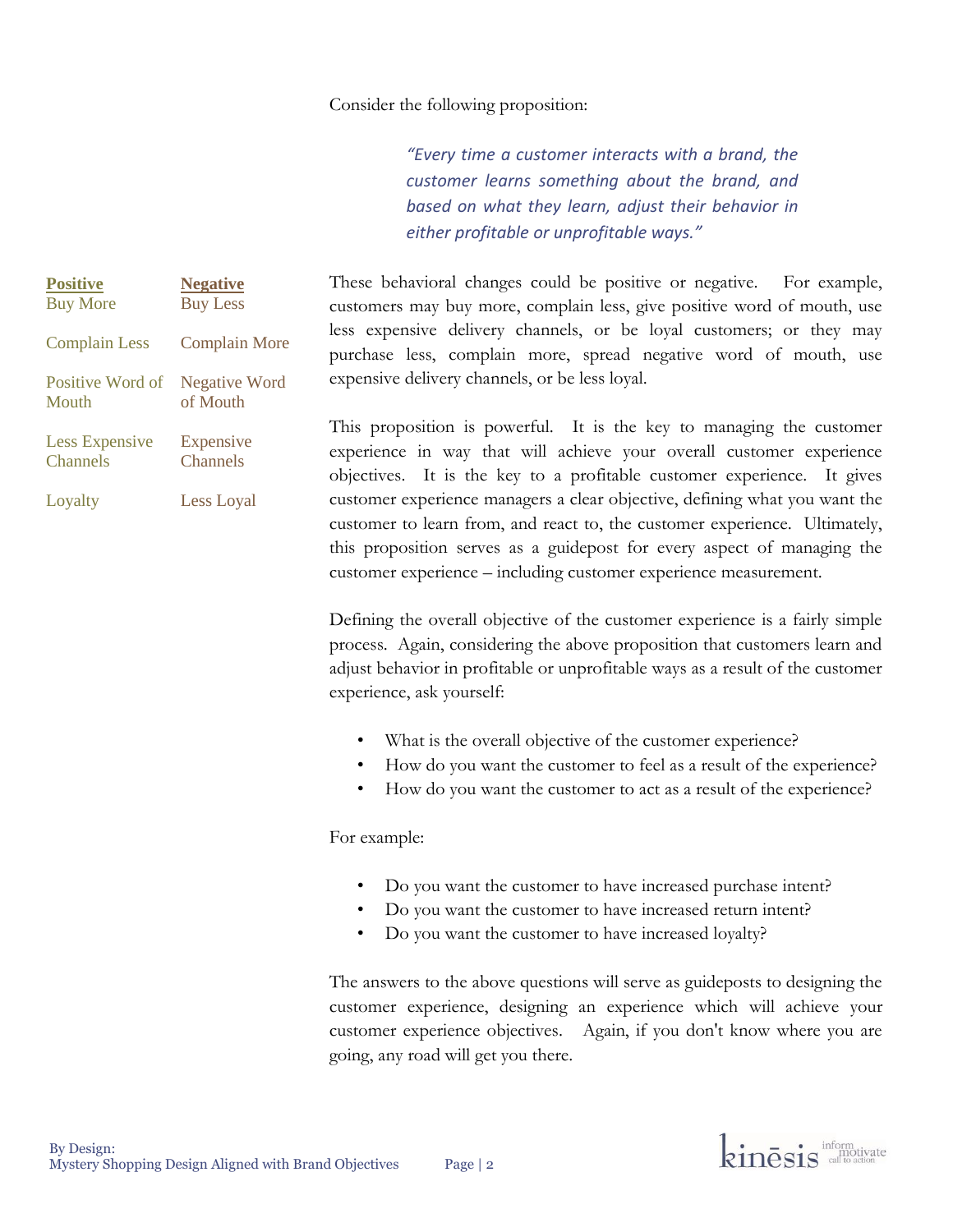Consider the following proposition:

> *"Every time a customer interacts with a brand, the customer learns something about the brand, and based on what they learn, adjust their behavior in either profitable or unprofitable ways."*

| Positive | Negative |
| --- | --- |
| Buy More | Buy Less |
| Complain Less | Complain More |
| Positive Word of Mouth | Negative Word of Mouth |
| Less Expensive Channels | Expensive Channels |
| Loyalty | Less Loyal |

These behavioral changes could be positive or negative. For example, customers may buy more, complain less, give positive word of mouth, use less expensive delivery channels, or be loyal customers; or they may purchase less, complain more, spread negative word of mouth, use expensive delivery channels, or be less loyal.

This proposition is powerful. It is the key to managing the customer experience in way that will achieve your overall customer experience objectives. It is the key to a profitable customer experience. It gives customer experience managers a clear objective, defining what you want the customer to learn from, and react to, the customer experience. Ultimately, this proposition serves as a guidepost for every aspect of managing the customer experience – including customer experience measurement.

Defining the overall objective of the customer experience is a fairly simple process. Again, considering the above proposition that customers learn and adjust behavior in profitable or unprofitable ways as a result of the customer experience, ask yourself:

- What is the overall objective of the customer experience?
- How do you want the customer to feel as a result of the experience?
- How do you want the customer to act as a result of the experience?

For example:

- Do you want the customer to have increased purchase intent?
- Do you want the customer to have increased return intent?
- Do you want the customer to have increased loyalty?

The answers to the above questions will serve as guideposts to designing the customer experience, designing an experience which will achieve your customer experience objectives. Again, if you don't know where you are going, any road will get you there.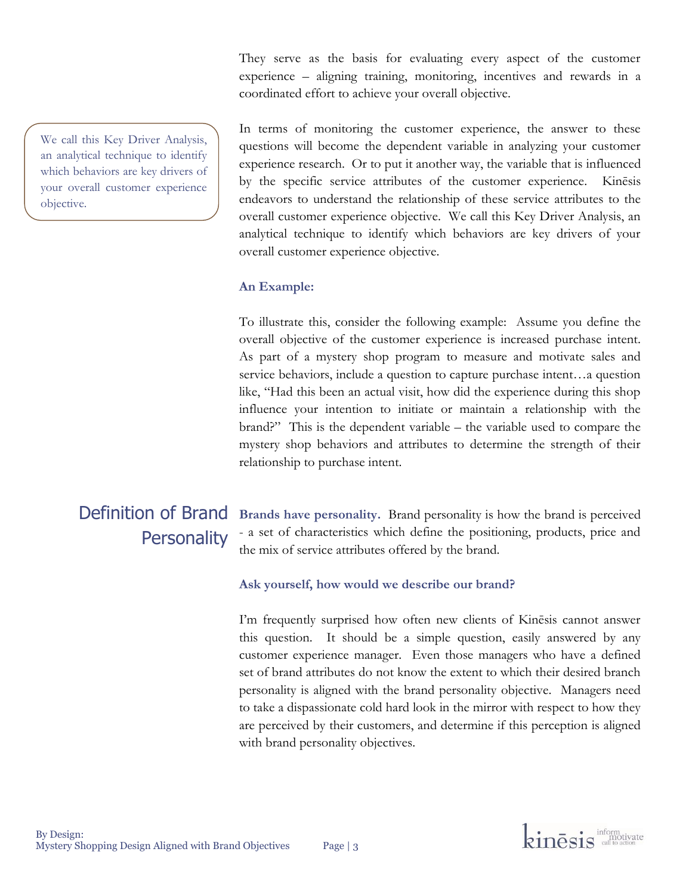They serve as the basis for evaluating every aspect of the customer experience – aligning training, monitoring, incentives and rewards in a coordinated effort to achieve your overall objective.

> We call this Key Driver Analysis, an analytical technique to identify which behaviors are key drivers of your overall customer experience objective.

In terms of monitoring the customer experience, the answer to these questions will become the dependent variable in analyzing your customer experience research. Or to put it another way, the variable that is influenced by the specific service attributes of the customer experience. Kinēsis endeavors to understand the relationship of these service attributes to the overall customer experience objective. We call this Key Driver Analysis, an analytical technique to identify which behaviors are key drivers of your overall customer experience objective.

**An Example:**

To illustrate this, consider the following example: Assume you define the overall objective of the customer experience is increased purchase intent. As part of a mystery shop program to measure and motivate sales and service behaviors, include a question to capture purchase intent…a question like, "Had this been an actual visit, how did the experience during this shop influence your intention to initiate or maintain a relationship with the brand?" This is the dependent variable – the variable used to compare the mystery shop behaviors and attributes to determine the strength of their relationship to purchase intent.

## Definition of Brand Personality

**Brands have personality.** Brand personality is how the brand is perceived - a set of characteristics which define the positioning, products, price and the mix of service attributes offered by the brand.

**Ask yourself, how would we describe our brand?**

I'm frequently surprised how often new clients of Kinēsis cannot answer this question. It should be a simple question, easily answered by any customer experience manager. Even those managers who have a defined set of brand attributes do not know the extent to which their desired branch personality is aligned with the brand personality objective. Managers need to take a dispassionate cold hard look in the mirror with respect to how they are perceived by their customers, and determine if this perception is aligned with brand personality objectives.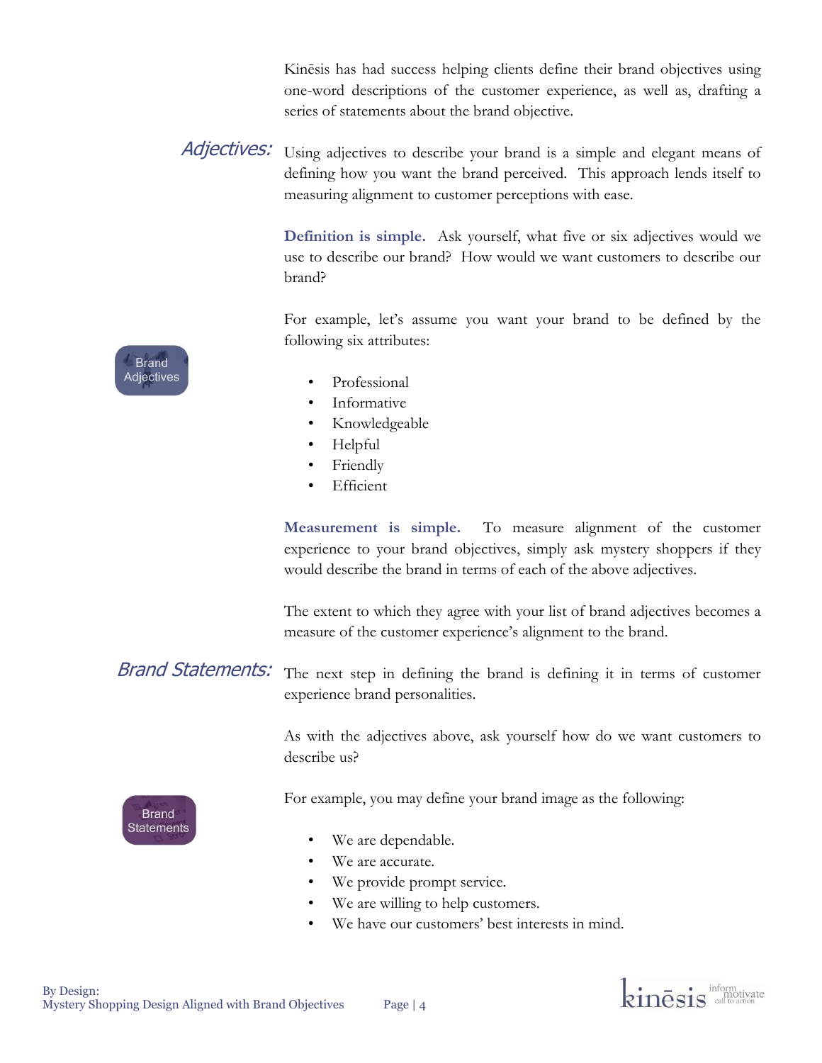Kinēsis has had success helping clients define their brand objectives using one-word descriptions of the customer experience, as well as, drafting a series of statements about the brand objective.

## Adjectives:

Using adjectives to describe your brand is a simple and elegant means of defining how you want the brand perceived. This approach lends itself to measuring alignment to customer perceptions with ease.

**Definition is simple.** Ask yourself, what five or six adjectives would we use to describe our brand? How would we want customers to describe our brand?

For example, let's assume you want your brand to be defined by the following six attributes:

Brand Adjectives

- Professional
- Informative
- Knowledgeable
- Helpful
- Friendly
- Efficient

**Measurement is simple.** To measure alignment of the customer experience to your brand objectives, simply ask mystery shoppers if they would describe the brand in terms of each of the above adjectives.

The extent to which they agree with your list of brand adjectives becomes a measure of the customer experience's alignment to the brand.

## Brand Statements:

The next step in defining the brand is defining it in terms of customer experience brand personalities.

As with the adjectives above, ask yourself how do we want customers to describe us?

Brand Statements

For example, you may define your brand image as the following:

- We are dependable.
- We are accurate.
- We provide prompt service.
- We are willing to help customers.
- We have our customers' best interests in mind.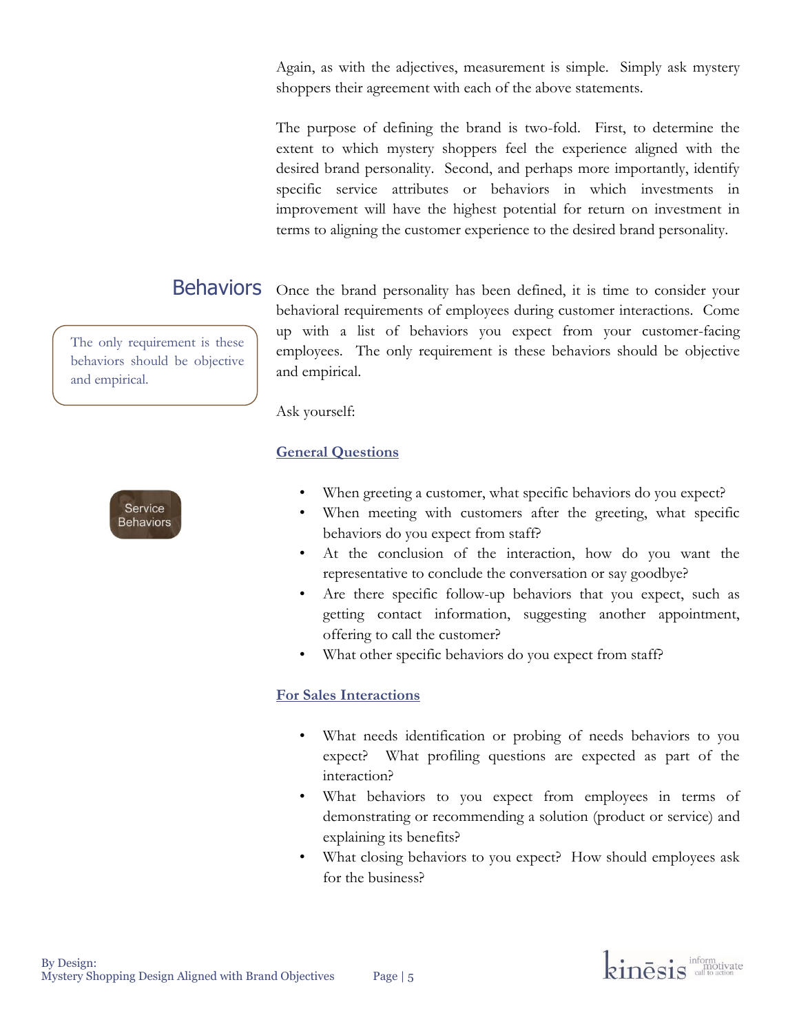Again, as with the adjectives, measurement is simple. Simply ask mystery shoppers their agreement with each of the above statements.

The purpose of defining the brand is two-fold. First, to determine the extent to which mystery shoppers feel the experience aligned with the desired brand personality. Second, and perhaps more importantly, identify specific service attributes or behaviors in which investments in improvement will have the highest potential for return on investment in terms to aligning the customer experience to the desired brand personality.

## Behaviors

> The only requirement is these behaviors should be objective and empirical.

Once the brand personality has been defined, it is time to consider your behavioral requirements of employees during customer interactions. Come up with a list of behaviors you expect from your customer-facing employees. The only requirement is these behaviors should be objective and empirical.

Ask yourself:

**General Questions**

Service Behaviors

- When greeting a customer, what specific behaviors do you expect?
- When meeting with customers after the greeting, what specific behaviors do you expect from staff?
- At the conclusion of the interaction, how do you want the representative to conclude the conversation or say goodbye?
- Are there specific follow-up behaviors that you expect, such as getting contact information, suggesting another appointment, offering to call the customer?
- What other specific behaviors do you expect from staff?

**For Sales Interactions**

- What needs identification or probing of needs behaviors to you expect? What profiling questions are expected as part of the interaction?
- What behaviors to you expect from employees in terms of demonstrating or recommending a solution (product or service) and explaining its benefits?
- What closing behaviors to you expect? How should employees ask for the business?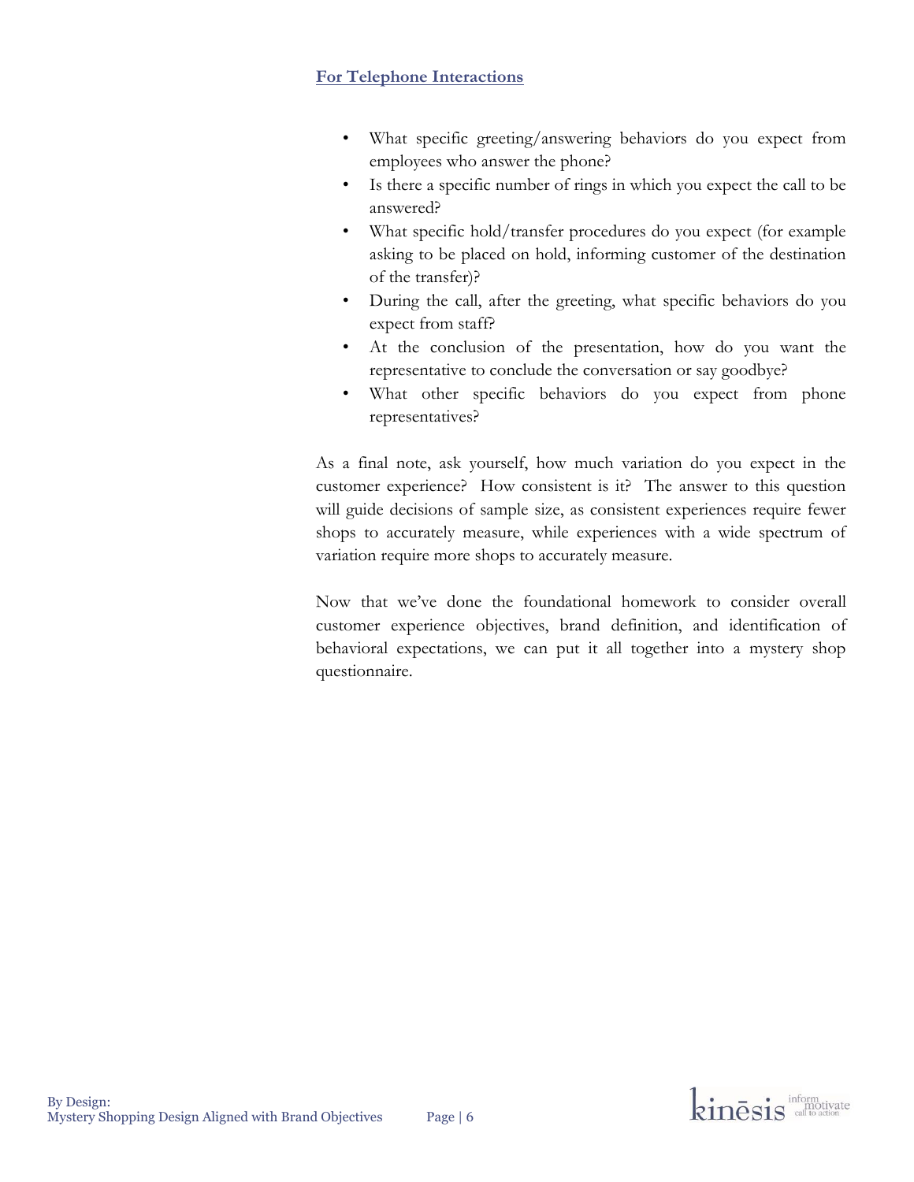**For Telephone Interactions**

- What specific greeting/answering behaviors do you expect from employees who answer the phone?
- Is there a specific number of rings in which you expect the call to be answered?
- What specific hold/transfer procedures do you expect (for example asking to be placed on hold, informing customer of the destination of the transfer)?
- During the call, after the greeting, what specific behaviors do you expect from staff?
- At the conclusion of the presentation, how do you want the representative to conclude the conversation or say goodbye?
- What other specific behaviors do you expect from phone representatives?

As a final note, ask yourself, how much variation do you expect in the customer experience? How consistent is it? The answer to this question will guide decisions of sample size, as consistent experiences require fewer shops to accurately measure, while experiences with a wide spectrum of variation require more shops to accurately measure.

Now that we've done the foundational homework to consider overall customer experience objectives, brand definition, and identification of behavioral expectations, we can put it all together into a mystery shop questionnaire.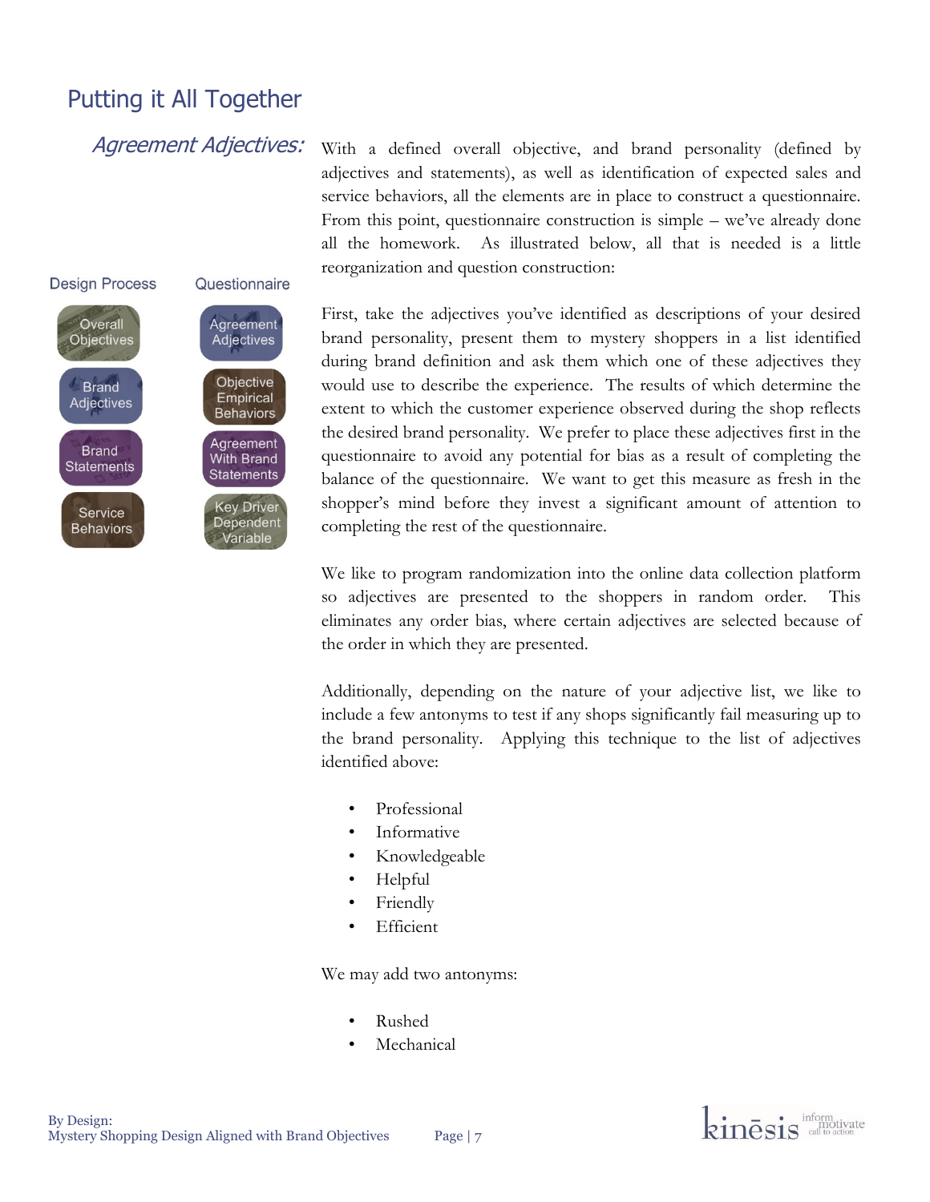# Putting it All Together

*Agreement Adjectives:*

| Design Process | Questionnaire |
| --- | --- |
| Overall Objectives | Agreement Adjectives |
| Brand Adjectives | Objective Empirical Behaviors |
| Brand Statements | Agreement With Brand Statements |
| Service Behaviors | Key Driver Dependent Variable |

With a defined overall objective, and brand personality (defined by adjectives and statements), as well as identification of expected sales and service behaviors, all the elements are in place to construct a questionnaire. From this point, questionnaire construction is simple – we've already done all the homework. As illustrated below, all that is needed is a little reorganization and question construction:

First, take the adjectives you've identified as descriptions of your desired brand personality, present them to mystery shoppers in a list identified during brand definition and ask them which one of these adjectives they would use to describe the experience. The results of which determine the extent to which the customer experience observed during the shop reflects the desired brand personality. We prefer to place these adjectives first in the questionnaire to avoid any potential for bias as a result of completing the balance of the questionnaire. We want to get this measure as fresh in the shopper's mind before they invest a significant amount of attention to completing the rest of the questionnaire.

We like to program randomization into the online data collection platform so adjectives are presented to the shoppers in random order. This eliminates any order bias, where certain adjectives are selected because of the order in which they are presented.

Additionally, depending on the nature of your adjective list, we like to include a few antonyms to test if any shops significantly fail measuring up to the brand personality. Applying this technique to the list of adjectives identified above:

- Professional
- Informative
- Knowledgeable
- Helpful
- Friendly
- Efficient

We may add two antonyms:

- Rushed
- Mechanical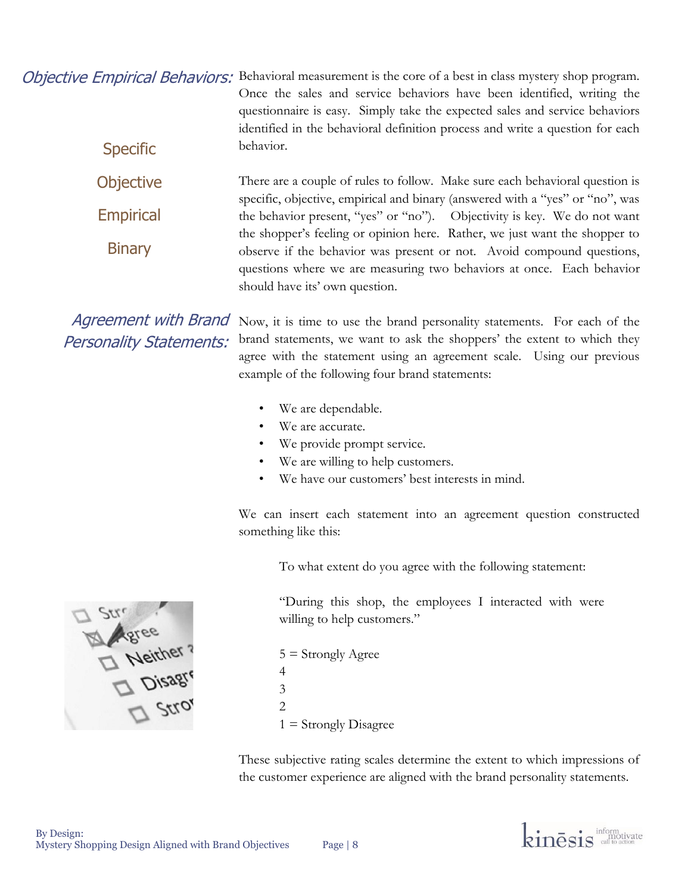## *Objective Empirical Behaviors:*

Behavioral measurement is the core of a best in class mystery shop program. Once the sales and service behaviors have been identified, writing the questionnaire is easy. Simply take the expected sales and service behaviors identified in the behavioral definition process and write a question for each behavior.

Specific

Objective

Empirical

Binary

There are a couple of rules to follow. Make sure each behavioral question is specific, objective, empirical and binary (answered with a "yes" or "no", was the behavior present, "yes" or "no"). Objectivity is key. We do not want the shopper's feeling or opinion here. Rather, we just want the shopper to observe if the behavior was present or not. Avoid compound questions, questions where we are measuring two behaviors at once. Each behavior should have its' own question.

## *Agreement with Brand Personality Statements:*

Now, it is time to use the brand personality statements. For each of the brand statements, we want to ask the shoppers' the extent to which they agree with the statement using an agreement scale. Using our previous example of the following four brand statements:

- We are dependable.
- We are accurate.
- We provide prompt service.
- We are willing to help customers.
- We have our customers' best interests in mind.

We can insert each statement into an agreement question constructed something like this:

To what extent do you agree with the following statement:

"During this shop, the employees I interacted with were willing to help customers."

5 = Strongly Agree
4
3
2
1 = Strongly Disagree

These subjective rating scales determine the extent to which impressions of the customer experience are aligned with the brand personality statements.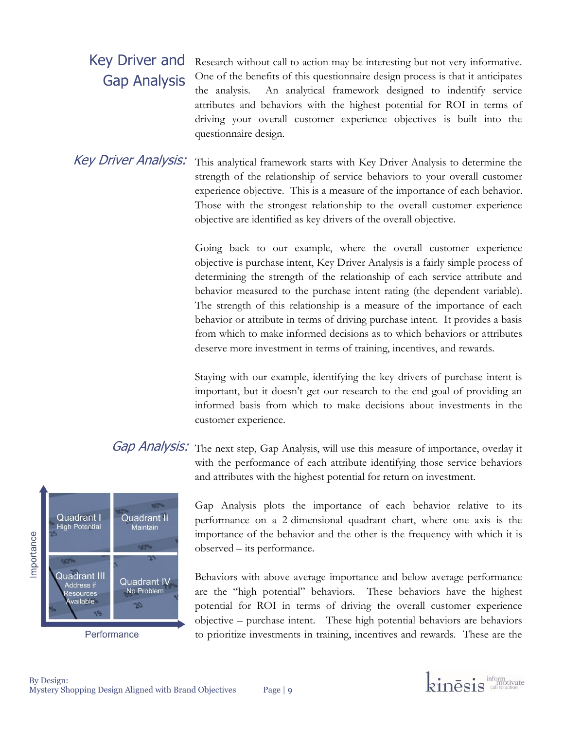## Key Driver and Gap Analysis

Research without call to action may be interesting but not very informative. One of the benefits of this questionnaire design process is that it anticipates the analysis. An analytical framework designed to indentify service attributes and behaviors with the highest potential for ROI in terms of driving your overall customer experience objectives is built into the questionnaire design.

### *Key Driver Analysis:*

This analytical framework starts with Key Driver Analysis to determine the strength of the relationship of service behaviors to your overall customer experience objective. This is a measure of the importance of each behavior. Those with the strongest relationship to the overall customer experience objective are identified as key drivers of the overall objective.

Going back to our example, where the overall customer experience objective is purchase intent, Key Driver Analysis is a fairly simple process of determining the strength of the relationship of each service attribute and behavior measured to the purchase intent rating (the dependent variable). The strength of this relationship is a measure of the importance of each behavior or attribute in terms of driving purchase intent. It provides a basis from which to make informed decisions as to which behaviors or attributes deserve more investment in terms of training, incentives, and rewards.

Staying with our example, identifying the key drivers of purchase intent is important, but it doesn't get our research to the end goal of providing an informed basis from which to make decisions about investments in the customer experience.

### *Gap Analysis:*

The next step, Gap Analysis, will use this measure of importance, overlay it with the performance of each attribute identifying those service behaviors and attributes with the highest potential for return on investment.

| | Performance (lower) | Performance (higher) |
|---|---|---|
| **Importance (higher)** | Quadrant I<br>High Potential | Quadrant II<br>Maintain |
| **Importance (lower)** | Quadrant III<br>Address if Resources Available | Quadrant IV<br>No Problem |

Gap Analysis plots the importance of each behavior relative to its performance on a 2-dimensional quadrant chart, where one axis is the importance of the behavior and the other is the frequency with which it is observed – its performance.

Behaviors with above average importance and below average performance are the "high potential" behaviors. These behaviors have the highest potential for ROI in terms of driving the overall customer experience objective – purchase intent. These high potential behaviors are behaviors to prioritize investments in training, incentives and rewards. These are the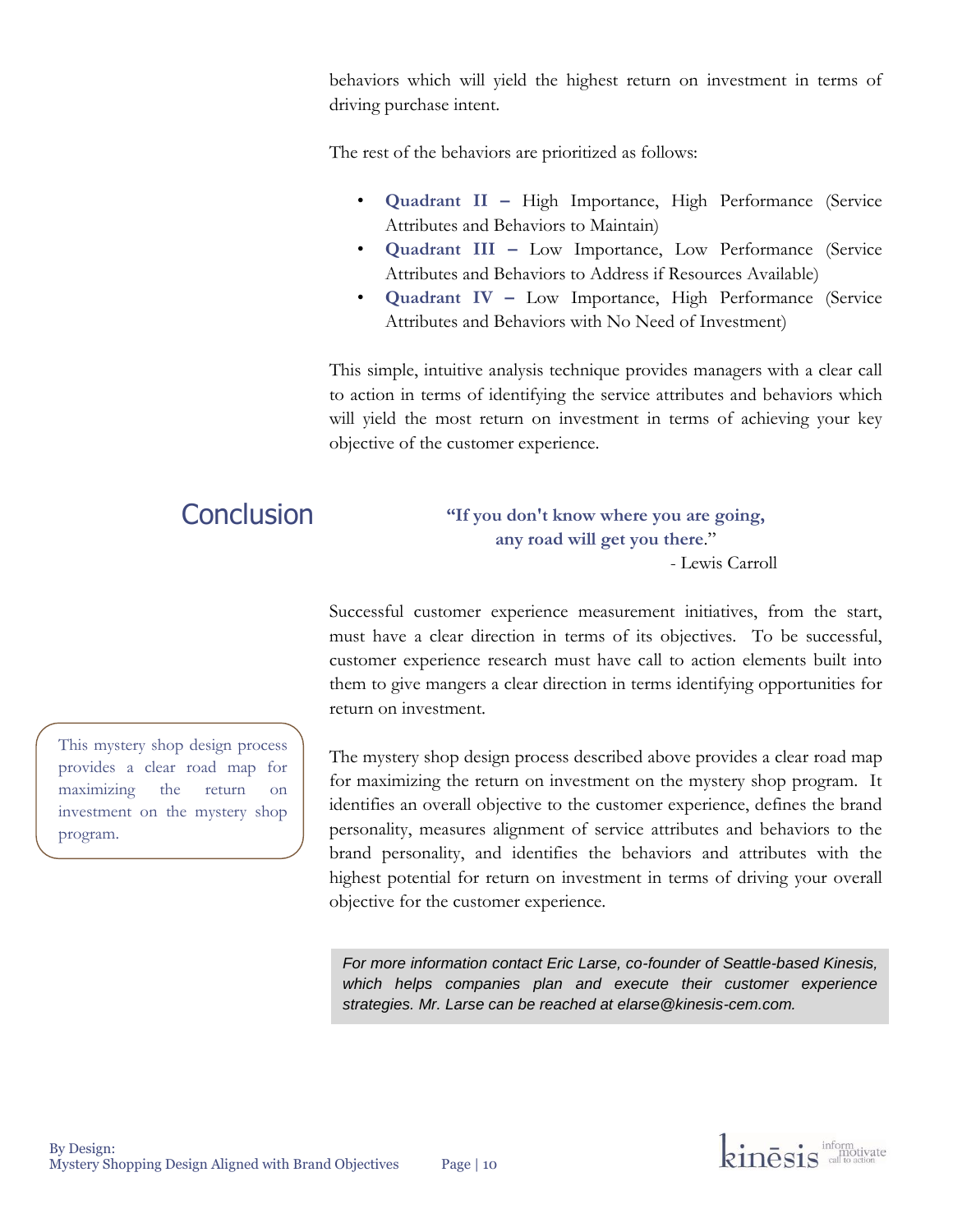behaviors which will yield the highest return on investment in terms of driving purchase intent.

The rest of the behaviors are prioritized as follows:

- **Quadrant II –** High Importance, High Performance (Service Attributes and Behaviors to Maintain)
- **Quadrant III –** Low Importance, Low Performance (Service Attributes and Behaviors to Address if Resources Available)
- **Quadrant IV –** Low Importance, High Performance (Service Attributes and Behaviors with No Need of Investment)

This simple, intuitive analysis technique provides managers with a clear call to action in terms of identifying the service attributes and behaviors which will yield the most return on investment in terms of achieving your key objective of the customer experience.

## Conclusion

> **"If you don't know where you are going, any road will get you there**."
>
> - Lewis Carroll

Successful customer experience measurement initiatives, from the start, must have a clear direction in terms of its objectives. To be successful, customer experience research must have call to action elements built into them to give mangers a clear direction in terms identifying opportunities for return on investment.

> This mystery shop design process provides a clear road map for maximizing the return on investment on the mystery shop program.

The mystery shop design process described above provides a clear road map for maximizing the return on investment on the mystery shop program. It identifies an overall objective to the customer experience, defines the brand personality, measures alignment of service attributes and behaviors to the brand personality, and identifies the behaviors and attributes with the highest potential for return on investment in terms of driving your overall objective for the customer experience.

*For more information contact Eric Larse, co-founder of Seattle-based Kinesis, which helps companies plan and execute their customer experience strategies. Mr. Larse can be reached at elarse@kinesis-cem.com.*